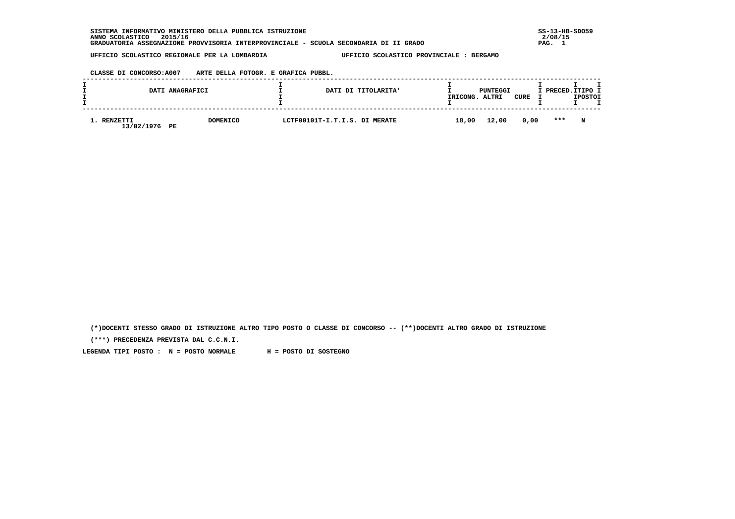SISTEMA INFORMATIVO MINISTERO DELLA PUBBLICA ISTRUZIONE
ANNO SCOLASTICO 2015/16
GRADUATORIA ASSEGNAZIONE PROVVISORIA INTERPROVINCIALE - SCUOLA SECONDARIA DI II GRADO

SS-13-HB-SDO59
2/08/15

UFFICIO SCOLASTICO REGIONALE PER LA LOMBARDIA — UFFICIO SCOLASTICO PROVINCIALE : BERGAMO

CLASSE DI CONCORSO:A007 ARTE DELLA FOTOGR. E GRAFICA PUBBL.

| DATI ANAGRAFICI | | DATI DI TITOLARITA' | PUNTEGGI RICONG. | ALTRI | CURE | PRECED. | TIPO POSTO |
|---|---|---|---|---|---|---|---|
| 1. RENZETTI 13/02/1976 PE | DOMENICO | LCTF00101T-I.T.I.S. DI MERATE | 18,00 | 12,00 | 0,00 | *** | N |

(*)DOCENTI STESSO GRADO DI ISTRUZIONE ALTRO TIPO POSTO O CLASSE DI CONCORSO -- (**)DOCENTI ALTRO GRADO DI ISTRUZIONE

(***) PRECEDENZA PREVISTA DAL C.C.N.I.

LEGENDA TIPI POSTO : N = POSTO NORMALE H = POSTO DI SOSTEGNO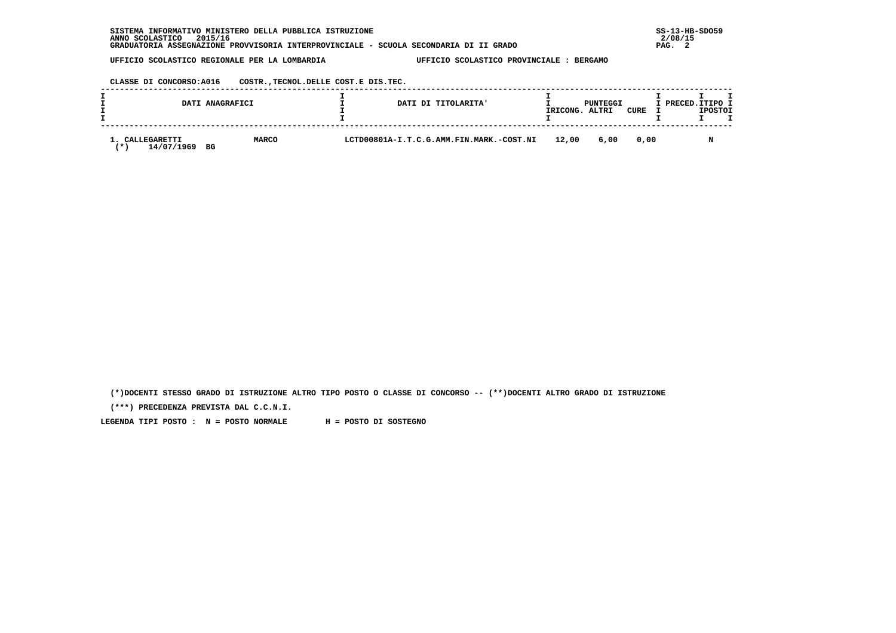SISTEMA INFORMATIVO MINISTERO DELLA PUBBLICA ISTRUZIONE
ANNO SCOLASTICO 2015/16
GRADUATORIA ASSEGNAZIONE PROVVISORIA INTERPROVINCIALE - SCUOLA SECONDARIA DI II GRADO

UFFICIO SCOLASTICO REGIONALE PER LA LOMBARDIA — UFFICIO SCOLASTICO PROVINCIALE : BERGAMO

CLASSE DI CONCORSO:A016 COSTR.,TECNOL.DELLE COST.E DIS.TEC.

| DATI ANAGRAFICI | | DATI DI TITOLARITA' | PUNTEGGI RICONG. | ALTRI | CURE | PRECED. | TIPO POSTO |
|---|---|---|---|---|---|---|---|
| 1. CALLEGARETTI (*) 14/07/1969 BG | MARCO | LCTD00801A-I.T.C.G.AMM.FIN.MARK.-COST.NI | 12,00 | 6,00 | 0,00 | | N |

(*)DOCENTI STESSO GRADO DI ISTRUZIONE ALTRO TIPO POSTO O CLASSE DI CONCORSO -- (**)DOCENTI ALTRO GRADO DI ISTRUZIONE

(***) PRECEDENZA PREVISTA DAL C.C.N.I.

LEGENDA TIPI POSTO : N = POSTO NORMALE H = POSTO DI SOSTEGNO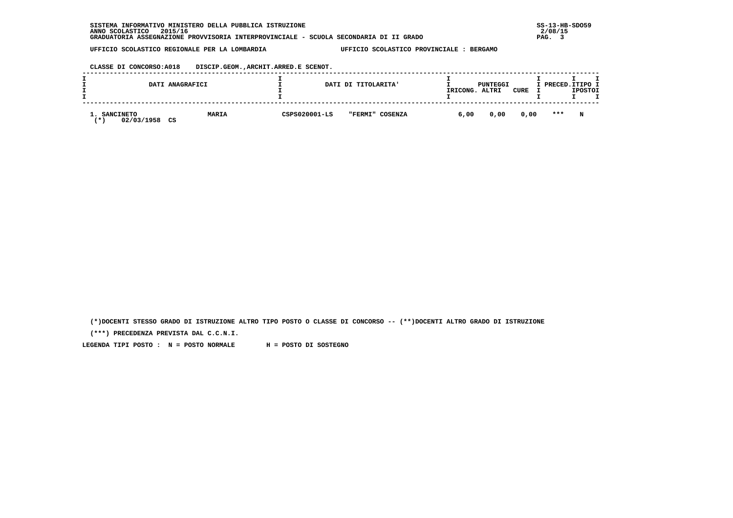SISTEMA INFORMATIVO MINISTERO DELLA PUBBLICA ISTRUZIONE
ANNO SCOLASTICO 2015/16
GRADUATORIA ASSEGNAZIONE PROVVISORIA INTERPROVINCIALE - SCUOLA SECONDARIA DI II GRADO

UFFICIO SCOLASTICO REGIONALE PER LA LOMBARDIA    UFFICIO SCOLASTICO PROVINCIALE : BERGAMO

CLASSE DI CONCORSO:A018  DISCIP.GEOM.,ARCHIT.ARRED.E SCENOT.

| DATI ANAGRAFICI | | DATI DI TITOLARITA' | | PUNTEGGI RICONG. | ALTRI | CURE | PRECED. | TIPO POSTO |
|---|---|---|---|---|---|---|---|---|
| 1. SANCINETO<br>(*) 02/03/1958 CS | MARIA | CSPS020001-LS | "FERMI" COSENZA | 6,00 | 0,00 | 0,00 | *** | N |

(*)DOCENTI STESSO GRADO DI ISTRUZIONE ALTRO TIPO POSTO O CLASSE DI CONCORSO -- (**)DOCENTI ALTRO GRADO DI ISTRUZIONE

(***) PRECEDENZA PREVISTA DAL C.C.N.I.

LEGENDA TIPI POSTO : N = POSTO NORMALE    H = POSTO DI SOSTEGNO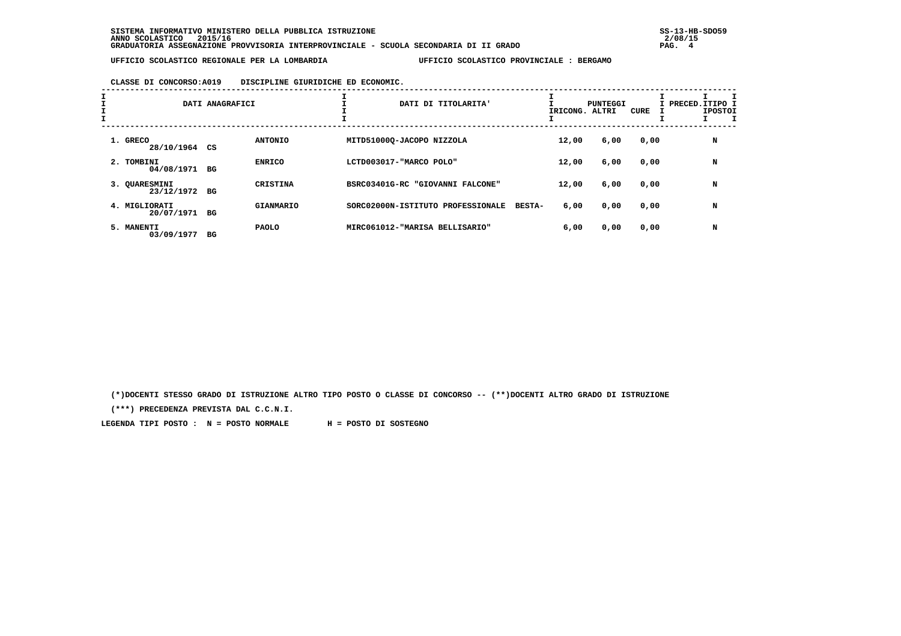SISTEMA INFORMATIVO MINISTERO DELLA PUBBLICA ISTRUZIONE
ANNO SCOLASTICO 2015/16
GRADUATORIA ASSEGNAZIONE PROVVISORIA INTERPROVINCIALE - SCUOLA SECONDARIA DI II GRADO

UFFICIO SCOLASTICO REGIONALE PER LA LOMBARDIA — UFFICIO SCOLASTICO PROVINCIALE : BERGAMO

CLASSE DI CONCORSO:A019 DISCIPLINE GIURIDICHE ED ECONOMIC.

| DATI ANAGRAFICI | | | DATI DI TITOLARITA' | PUNTEGGI RICONG. | ALTRI | CURE | PRECED. | TIPO POSTO |
|---|---|---|---|---|---|---|---|---|
| 1. GRECO 28/10/1964 | CS | ANTONIO | MITD51000Q-JACOPO NIZZOLA | 12,00 | 6,00 | 0,00 | | N |
| 2. TOMBINI 04/08/1971 | BG | ENRICO | LCTD003017-"MARCO POLO" | 12,00 | 6,00 | 0,00 | | N |
| 3. QUARESMINI 23/12/1972 | BG | CRISTINA | BSRC03401G-RC "GIOVANNI FALCONE" | 12,00 | 6,00 | 0,00 | | N |
| 4. MIGLIORATI 20/07/1971 | BG | GIANMARIO | SORC02000N-ISTITUTO PROFESSIONALE BESTA- | 6,00 | 0,00 | 0,00 | | N |
| 5. MANENTI 03/09/1977 | BG | PAOLO | MIRC061012-"MARISA BELLISARIO" | 6,00 | 0,00 | 0,00 | | N |

(*)DOCENTI STESSO GRADO DI ISTRUZIONE ALTRO TIPO POSTO O CLASSE DI CONCORSO -- (**)DOCENTI ALTRO GRADO DI ISTRUZIONE

(***) PRECEDENZA PREVISTA DAL C.C.N.I.

LEGENDA TIPI POSTO : N = POSTO NORMALE H = POSTO DI SOSTEGNO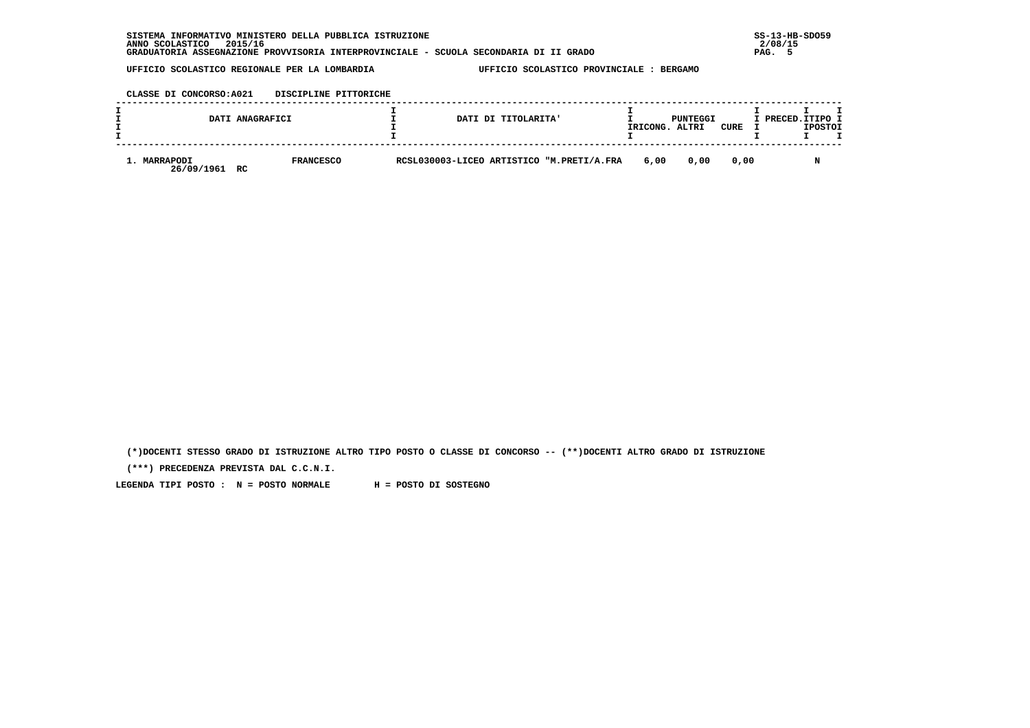SISTEMA INFORMATIVO MINISTERO DELLA PUBBLICA ISTRUZIONE
ANNO SCOLASTICO 2015/16
GRADUATORIA ASSEGNAZIONE PROVVISORIA INTERPROVINCIALE - SCUOLA SECONDARIA DI II GRADO

UFFICIO SCOLASTICO REGIONALE PER LA LOMBARDIA — UFFICIO SCOLASTICO PROVINCIALE : BERGAMO

CLASSE DI CONCORSO:A021 DISCIPLINE PITTORICHE

| DATI ANAGRAFICI | | DATI DI TITOLARITA' | PUNTEGGI RICONG. | PUNTEGGI ALTRI | PUNTEGGI CURE | PRECED. | TIPO POSTO |
|---|---|---|---|---|---|---|---|
| 1. MARRAPODI 26/09/1961 RC | FRANCESCO | RCSL030003-LICEO ARTISTICO "M.PRETI/A.FRA | 6,00 | 0,00 | 0,00 | | N |

(*)DOCENTI STESSO GRADO DI ISTRUZIONE ALTRO TIPO POSTO O CLASSE DI CONCORSO -- (**)DOCENTI ALTRO GRADO DI ISTRUZIONE

(***) PRECEDENZA PREVISTA DAL C.C.N.I.

LEGENDA TIPI POSTO : N = POSTO NORMALE H = POSTO DI SOSTEGNO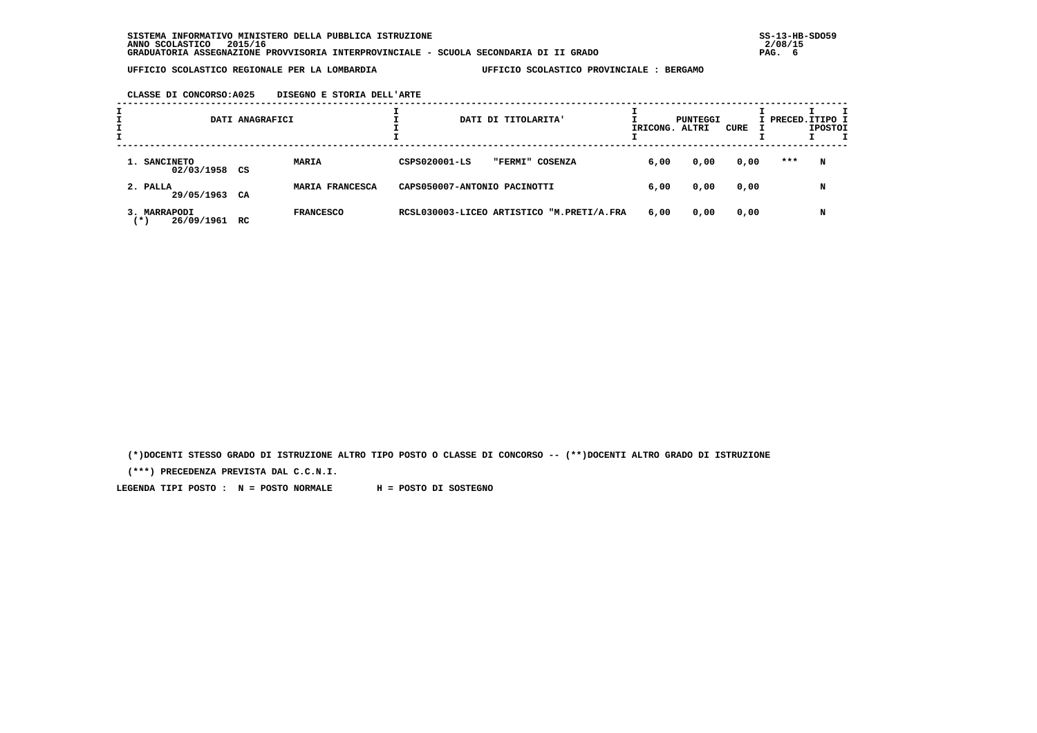**UFFICIO SCOLASTICO REGIONALE PER LA LOMBARDIA** — **UFFICIO SCOLASTICO PROVINCIALE : BERGAMO**

**CLASSE DI CONCORSO:A025 DISEGNO E STORIA DELL'ARTE**

| DATI ANAGRAFICI | | | DATI DI TITOLARITA' | PUNTEGGI RICONG. | PUNTEGGI ALTRI | PUNTEGGI CURE | PRECED. | TIPO POSTO |
|---|---|---|---|---|---|---|---|---|
| 1. SANCINETO | 02/03/1958 CS | MARIA | CSPS020001-LS "FERMI" COSENZA | 6,00 | 0,00 | 0,00 | *** | N |
| 2. PALLA | 29/05/1963 CA | MARIA FRANCESCA | CAPS050007-ANTONIO PACINOTTI | 6,00 | 0,00 | 0,00 | | N |
| 3. MARRAPODI (*) | 26/09/1961 RC | FRANCESCO | RCSL030003-LICEO ARTISTICO "M.PRETI/A.FRA | 6,00 | 0,00 | 0,00 | | N |

(*)DOCENTI STESSO GRADO DI ISTRUZIONE ALTRO TIPO POSTO O CLASSE DI CONCORSO -- (**)DOCENTI ALTRO GRADO DI ISTRUZIONE

(***) PRECEDENZA PREVISTA DAL C.C.N.I.

LEGENDA TIPI POSTO : N = POSTO NORMALE H = POSTO DI SOSTEGNO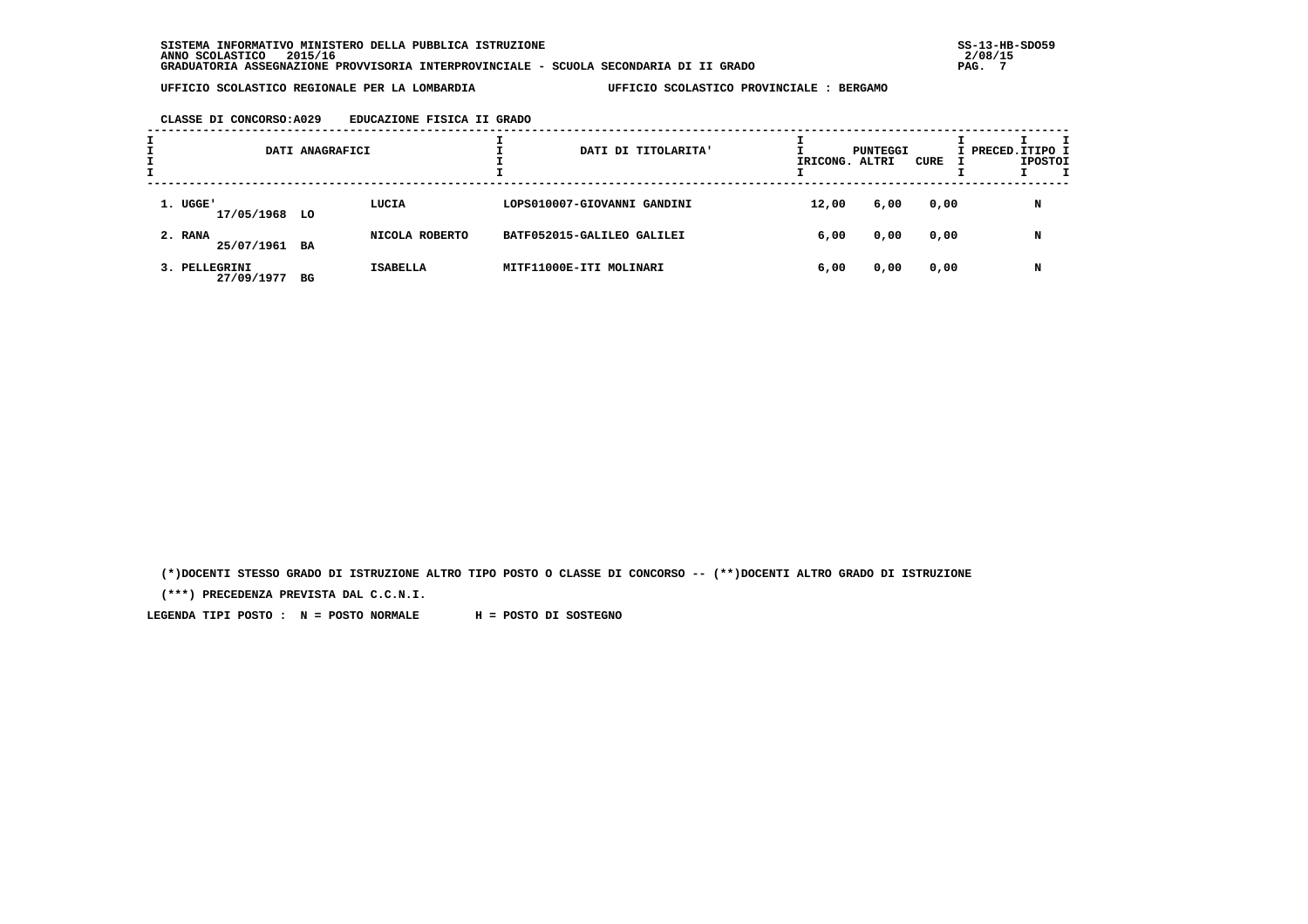SISTEMA INFORMATIVO MINISTERO DELLA PUBBLICA ISTRUZIONE
ANNO SCOLASTICO 2015/16
GRADUATORIA ASSEGNAZIONE PROVVISORIA INTERPROVINCIALE - SCUOLA SECONDARIA DI II GRADO

UFFICIO SCOLASTICO REGIONALE PER LA LOMBARDIA — UFFICIO SCOLASTICO PROVINCIALE : BERGAMO

CLASSE DI CONCORSO:A029 EDUCAZIONE FISICA II GRADO

| DATI ANAGRAFICI | | | DATI DI TITOLARITA' | PUNTEGGI RICONG. | ALTRI | CURE | PRECED. | TIPO POSTO |
|---|---|---|---|---|---|---|---|---|
| 1. UGGE' 17/05/1968 | LO | LUCIA | LOPS010007-GIOVANNI GANDINI | 12,00 | 6,00 | 0,00 | | N |
| 2. RANA 25/07/1961 | BA | NICOLA ROBERTO | BATF052015-GALILEO GALILEI | 6,00 | 0,00 | 0,00 | | N |
| 3. PELLEGRINI 27/09/1977 | BG | ISABELLA | MITF11000E-ITI MOLINARI | 6,00 | 0,00 | 0,00 | | N |

(*)DOCENTI STESSO GRADO DI ISTRUZIONE ALTRO TIPO POSTO O CLASSE DI CONCORSO -- (**)DOCENTI ALTRO GRADO DI ISTRUZIONE

(***) PRECEDENZA PREVISTA DAL C.C.N.I.

LEGENDA TIPI POSTO : N = POSTO NORMALE H = POSTO DI SOSTEGNO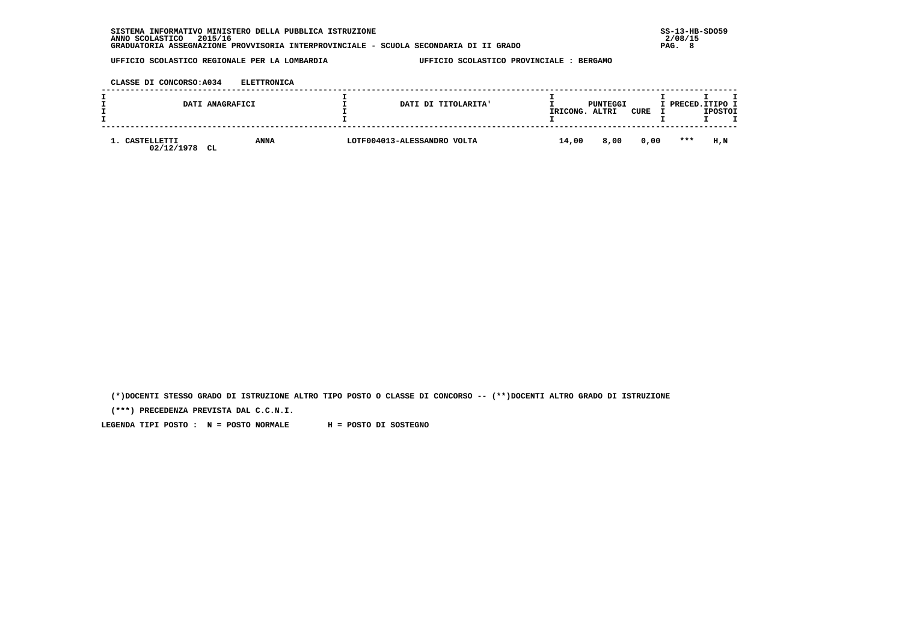SISTEMA INFORMATIVO MINISTERO DELLA PUBBLICA ISTRUZIONE
ANNO SCOLASTICO 2015/16
GRADUATORIA ASSEGNAZIONE PROVVISORIA INTERPROVINCIALE - SCUOLA SECONDARIA DI II GRADO

UFFICIO SCOLASTICO REGIONALE PER LA LOMBARDIA — UFFICIO SCOLASTICO PROVINCIALE : BERGAMO

CLASSE DI CONCORSO:A034 ELETTRONICA

| DATI ANAGRAFICI | | DATI DI TITOLARITA' | PUNTEGGI | | | PRECED. | TIPO POSTO |
|---|---|---|---|---|---|---|---|
| | | | RICONG. | ALTRI | CURE | | |
| 1. CASTELLETTI 02/12/1978 CL | ANNA | LOTF004013-ALESSANDRO VOLTA | 14,00 | 8,00 | 0,00 | *** | H,N |

(*)DOCENTI STESSO GRADO DI ISTRUZIONE ALTRO TIPO POSTO O CLASSE DI CONCORSO -- (**)DOCENTI ALTRO GRADO DI ISTRUZIONE

(***) PRECEDENZA PREVISTA DAL C.C.N.I.

LEGENDA TIPI POSTO : N = POSTO NORMALE H = POSTO DI SOSTEGNO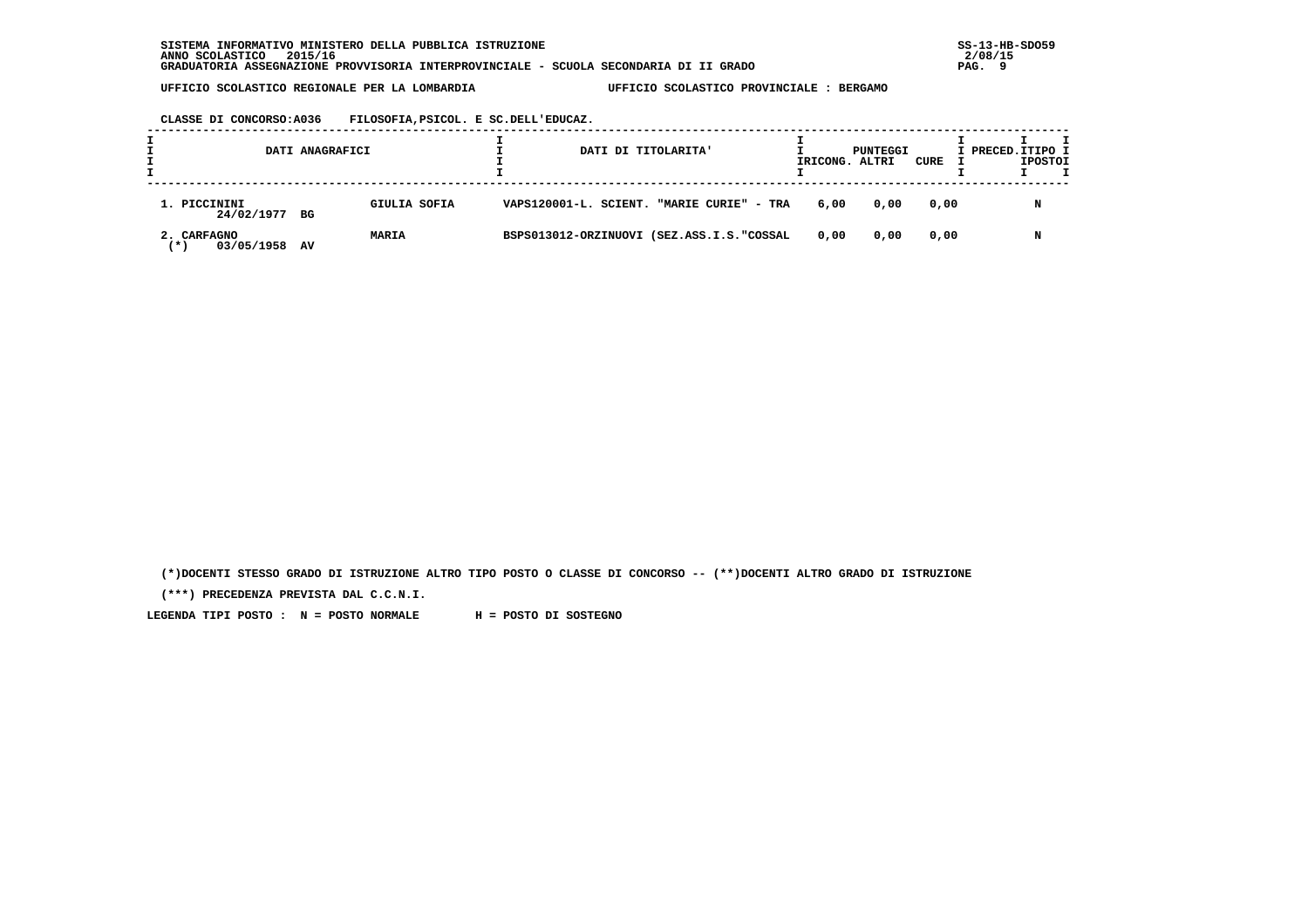SISTEMA INFORMATIVO MINISTERO DELLA PUBBLICA ISTRUZIONE
ANNO SCOLASTICO 2015/16
GRADUATORIA ASSEGNAZIONE PROVVISORIA INTERPROVINCIALE - SCUOLA SECONDARIA DI II GRADO

UFFICIO SCOLASTICO REGIONALE PER LA LOMBARDIA — UFFICIO SCOLASTICO PROVINCIALE : BERGAMO

CLASSE DI CONCORSO:A036 FILOSOFIA,PSICOL. E SC.DELL'EDUCAZ.

| DATI ANAGRAFICI | | DATI DI TITOLARITA' | PUNTEGGI RICONG. | PUNTEGGI ALTRI | PUNTEGGI CURE | PRECED. | TIPO POSTO |
|---|---|---|---|---|---|---|---|
| 1. PICCININI 24/02/1977 BG | GIULIA SOFIA | VAPS120001-L. SCIENT. "MARIE CURIE" - TRA | 6,00 | 0,00 | 0,00 | | N |
| 2. CARFAGNO (*) 03/05/1958 AV | MARIA | BSPS013012-ORZINUOVI (SEZ.ASS.I.S."COSSAL | 0,00 | 0,00 | 0,00 | | N |

(*)DOCENTI STESSO GRADO DI ISTRUZIONE ALTRO TIPO POSTO O CLASSE DI CONCORSO -- (**)DOCENTI ALTRO GRADO DI ISTRUZIONE

(***) PRECEDENZA PREVISTA DAL C.C.N.I.

LEGENDA TIPI POSTO : N = POSTO NORMALE H = POSTO DI SOSTEGNO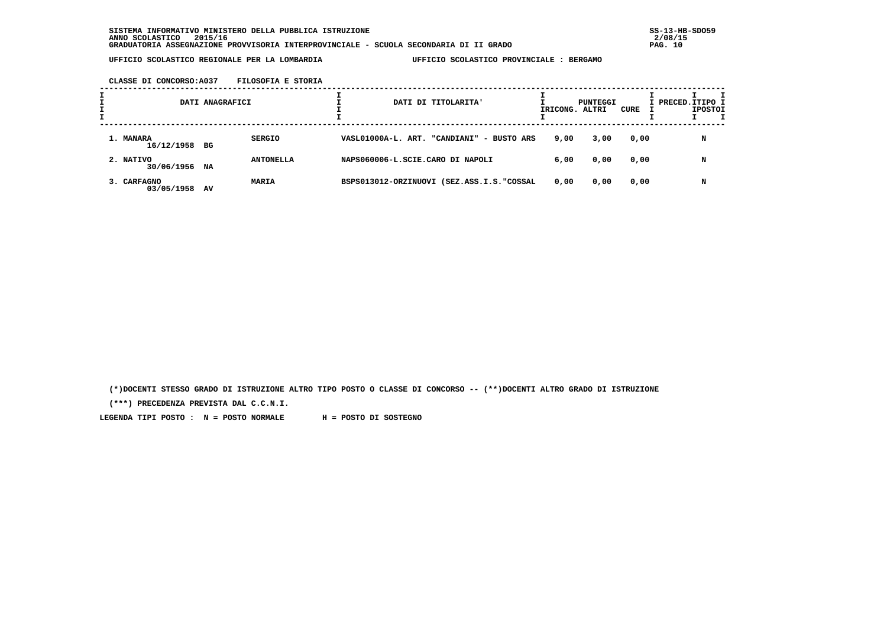SISTEMA INFORMATIVO MINISTERO DELLA PUBBLICA ISTRUZIONE
ANNO SCOLASTICO 2015/16
GRADUATORIA ASSEGNAZIONE PROVVISORIA INTERPROVINCIALE - SCUOLA SECONDARIA DI II GRADO

UFFICIO SCOLASTICO REGIONALE PER LA LOMBARDIA    UFFICIO SCOLASTICO PROVINCIALE : BERGAMO

CLASSE DI CONCORSO:A037 FILOSOFIA E STORIA

| DATI ANAGRAFICI | | | DATI DI TITOLARITA' | PUNTEGGI RICONG. | ALTRI | CURE | PRECED. | TIPO POSTO |
|---|---|---|---|---|---|---|---|---|
| 1. MANARA 16/12/1958 | BG | SERGIO | VASL01000A-L. ART. "CANDIANI" - BUSTO ARS | 9,00 | 3,00 | 0,00 | | N |
| 2. NATIVO 30/06/1956 | NA | ANTONELLA | NAPS060006-L.SCIE.CARO DI NAPOLI | 6,00 | 0,00 | 0,00 | | N |
| 3. CARFAGNO 03/05/1958 | AV | MARIA | BSPS013012-ORZINUOVI (SEZ.ASS.I.S."COSSAL | 0,00 | 0,00 | 0,00 | | N |

(*)DOCENTI STESSO GRADO DI ISTRUZIONE ALTRO TIPO POSTO O CLASSE DI CONCORSO -- (**)DOCENTI ALTRO GRADO DI ISTRUZIONE

(***) PRECEDENZA PREVISTA DAL C.C.N.I.

LEGENDA TIPI POSTO : N = POSTO NORMALE    H = POSTO DI SOSTEGNO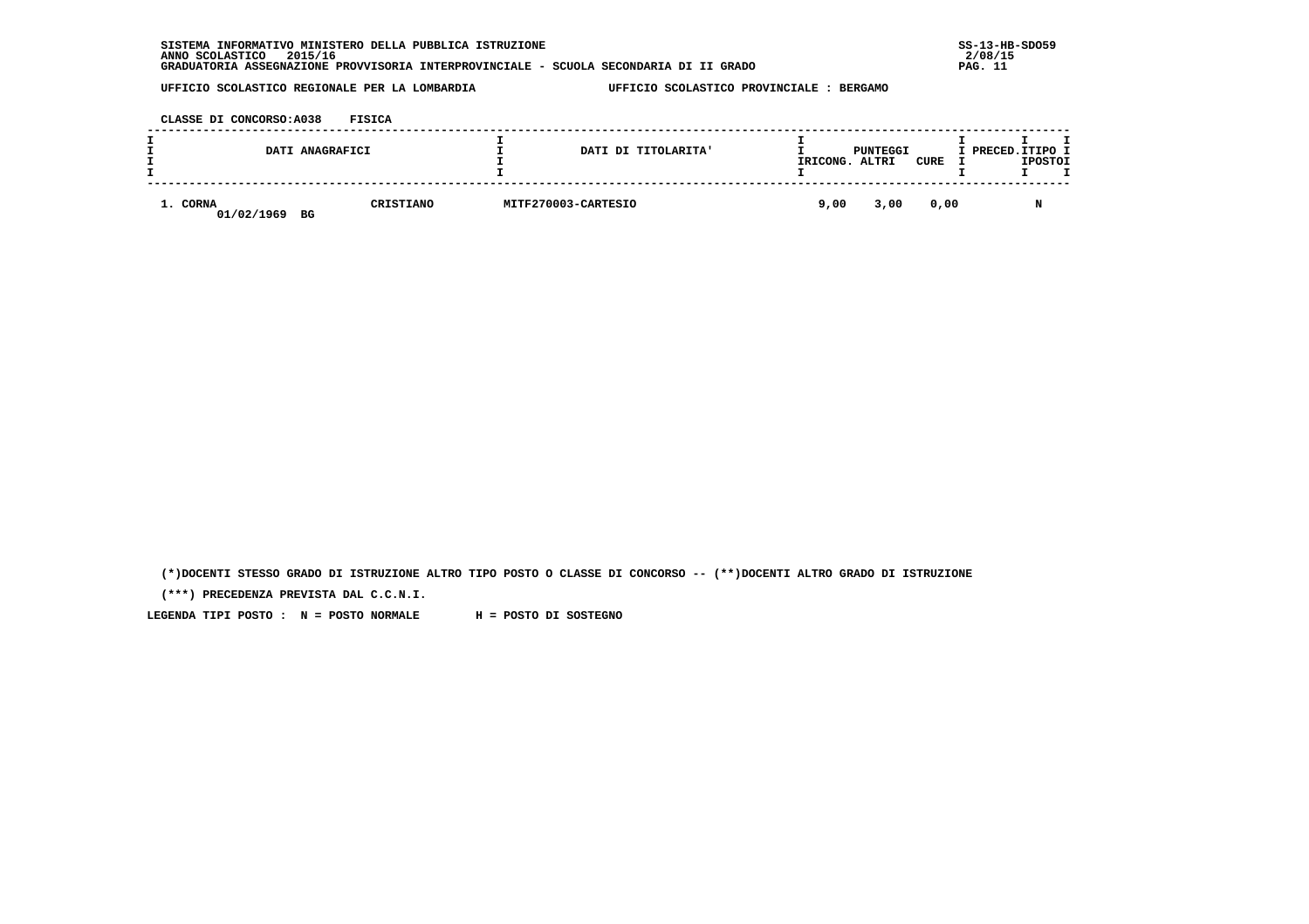SISTEMA INFORMATIVO MINISTERO DELLA PUBBLICA ISTRUZIONE
ANNO SCOLASTICO 2015/16
GRADUATORIA ASSEGNAZIONE PROVVISORIA INTERPROVINCIALE - SCUOLA SECONDARIA DI II GRADO

SS-13-HB-SDO59
2/08/15

UFFICIO SCOLASTICO REGIONALE PER LA LOMBARDIA — UFFICIO SCOLASTICO PROVINCIALE : BERGAMO

CLASSE DI CONCORSO:A038 FISICA

| DATI ANAGRAFICI | | DATI DI TITOLARITA' | PUNTEGGI RICONG. | ALTRI | CURE | PRECED. | TIPO POSTO |
|---|---|---|---|---|---|---|---|
| 1. CORNA 01/02/1969 BG | CRISTIANO | MITF270003-CARTESIO | 9,00 | 3,00 | 0,00 | | N |

(*)DOCENTI STESSO GRADO DI ISTRUZIONE ALTRO TIPO POSTO O CLASSE DI CONCORSO -- (**)DOCENTI ALTRO GRADO DI ISTRUZIONE

(***) PRECEDENZA PREVISTA DAL C.C.N.I.

LEGENDA TIPI POSTO : N = POSTO NORMALE H = POSTO DI SOSTEGNO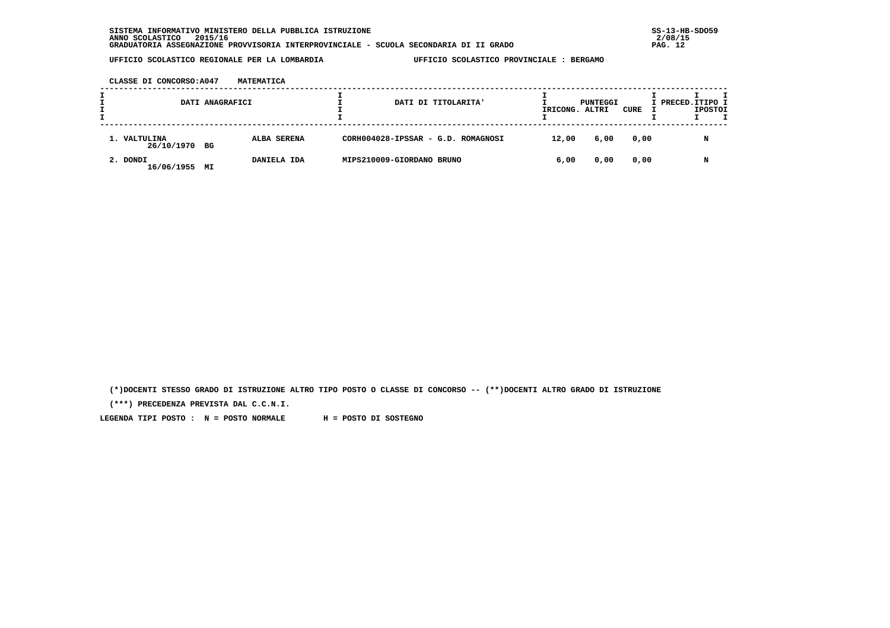SISTEMA INFORMATIVO MINISTERO DELLA PUBBLICA ISTRUZIONE
ANNO SCOLASTICO 2015/16
GRADUATORIA ASSEGNAZIONE PROVVISORIA INTERPROVINCIALE - SCUOLA SECONDARIA DI II GRADO

UFFICIO SCOLASTICO REGIONALE PER LA LOMBARDIA — UFFICIO SCOLASTICO PROVINCIALE : BERGAMO

CLASSE DI CONCORSO:A047 MATEMATICA

| DATI ANAGRAFICI | | | DATI DI TITOLARITA' | PUNTEGGI RICONG. | ALTRI | CURE | PRECED. | TIPO POSTO |
|---|---|---|---|---|---|---|---|---|
| 1. VALTULINA 26/10/1970 | BG | ALBA SERENA | CORH004028-IPSSAR - G.D. ROMAGNOSI | 12,00 | 6,00 | 0,00 | | N |
| 2. DONDI 16/06/1955 | MI | DANIELA IDA | MIPS210009-GIORDANO BRUNO | 6,00 | 0,00 | 0,00 | | N |

(*)DOCENTI STESSO GRADO DI ISTRUZIONE ALTRO TIPO POSTO O CLASSE DI CONCORSO -- (**)DOCENTI ALTRO GRADO DI ISTRUZIONE

(***) PRECEDENZA PREVISTA DAL C.C.N.I.

LEGENDA TIPI POSTO : N = POSTO NORMALE H = POSTO DI SOSTEGNO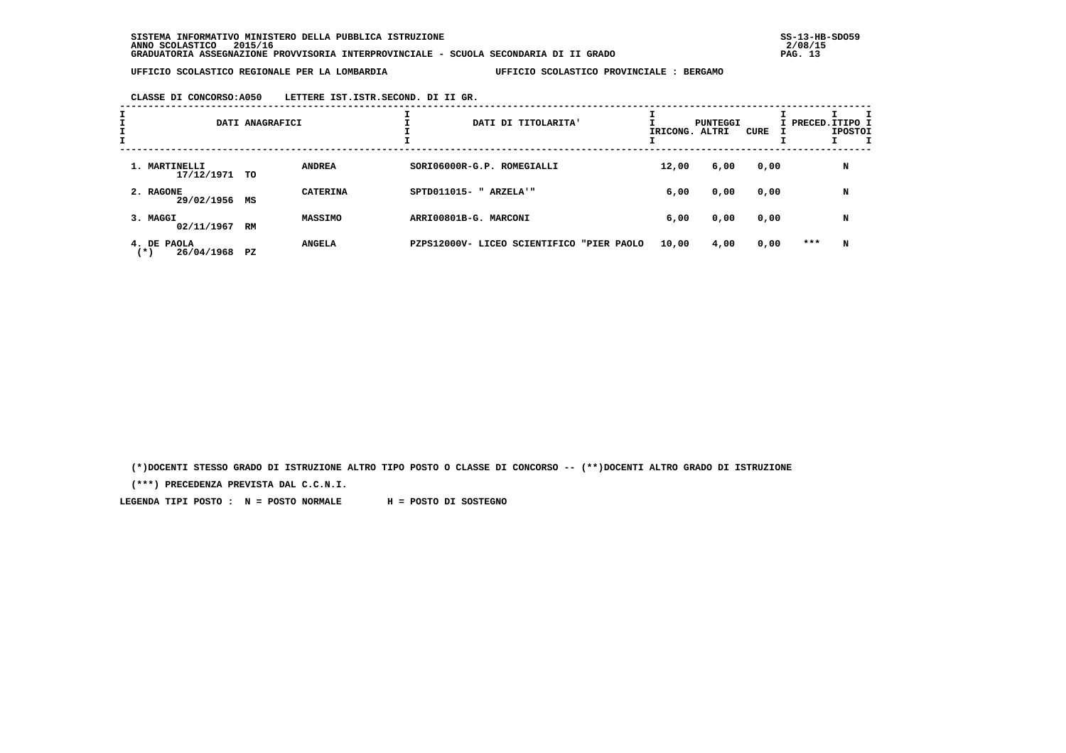SISTEMA INFORMATIVO MINISTERO DELLA PUBBLICA ISTRUZIONE
ANNO SCOLASTICO 2015/16
GRADUATORIA ASSEGNAZIONE PROVVISORIA INTERPROVINCIALE - SCUOLA SECONDARIA DI II GRADO

UFFICIO SCOLASTICO REGIONALE PER LA LOMBARDIA — UFFICIO SCOLASTICO PROVINCIALE : BERGAMO

CLASSE DI CONCORSO:A050 LETTERE IST.ISTR.SECOND. DI II GR.

| DATI ANAGRAFICI | | | DATI DI TITOLARITA' | PUNTEGGI RICONG. | PUNTEGGI ALTRI | PUNTEGGI CURE | PRECED. | TIPO POSTO |
|---|---|---|---|---|---|---|---|---|
| 1. MARTINELLI 17/12/1971 | TO | ANDREA | SORI06000R-G.P. ROMEGIALLI | 12,00 | 6,00 | 0,00 | | N |
| 2. RAGONE 29/02/1956 | MS | CATERINA | SPTD011015- " ARZELA'" | 6,00 | 0,00 | 0,00 | | N |
| 3. MAGGI 02/11/1967 | RM | MASSIMO | ARRI00801B-G. MARCONI | 6,00 | 0,00 | 0,00 | | N |
| 4. DE PAOLA (*) 26/04/1968 | PZ | ANGELA | PZPS12000V- LICEO SCIENTIFICO "PIER PAOLO | 10,00 | 4,00 | 0,00 | *** | N |

(*)DOCENTI STESSO GRADO DI ISTRUZIONE ALTRO TIPO POSTO O CLASSE DI CONCORSO -- (**)DOCENTI ALTRO GRADO DI ISTRUZIONE

(***) PRECEDENZA PREVISTA DAL C.C.N.I.

LEGENDA TIPI POSTO : N = POSTO NORMALE H = POSTO DI SOSTEGNO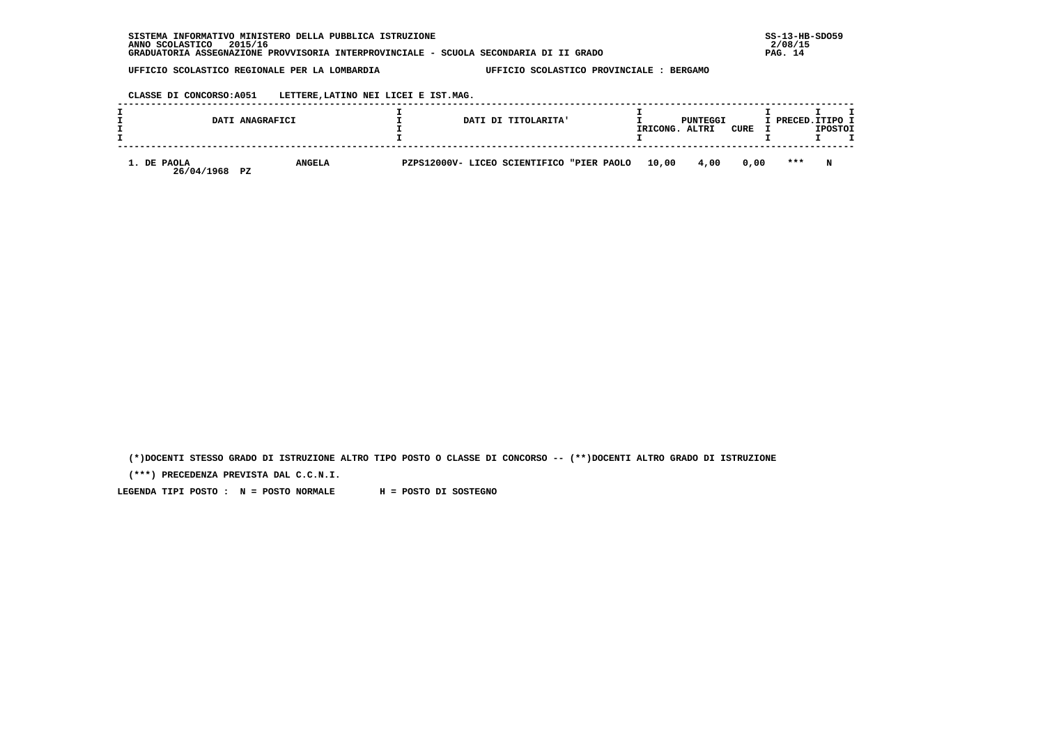SISTEMA INFORMATIVO MINISTERO DELLA PUBBLICA ISTRUZIONE
ANNO SCOLASTICO 2015/16
GRADUATORIA ASSEGNAZIONE PROVVISORIA INTERPROVINCIALE - SCUOLA SECONDARIA DI II GRADO

SS-13-HB-SDO59
2/08/15

UFFICIO SCOLASTICO REGIONALE PER LA LOMBARDIA — UFFICIO SCOLASTICO PROVINCIALE : BERGAMO

CLASSE DI CONCORSO:A051 LETTERE,LATINO NEI LICEI E IST.MAG.

| DATI ANAGRAFICI | | DATI DI TITOLARITA' | PUNTEGGI RICONG. | ALTRI | CURE | PRECED. | TIPO POSTO |
|---|---|---|---|---|---|---|---|
| 1. DE PAOLA 26/04/1968 PZ | ANGELA | PZPS12000V- LICEO SCIENTIFICO "PIER PAOLO | 10,00 | 4,00 | 0,00 | *** | N |

(*)DOCENTI STESSO GRADO DI ISTRUZIONE ALTRO TIPO POSTO O CLASSE DI CONCORSO -- (**)DOCENTI ALTRO GRADO DI ISTRUZIONE

(***) PRECEDENZA PREVISTA DAL C.C.N.I.

LEGENDA TIPI POSTO : N = POSTO NORMALE H = POSTO DI SOSTEGNO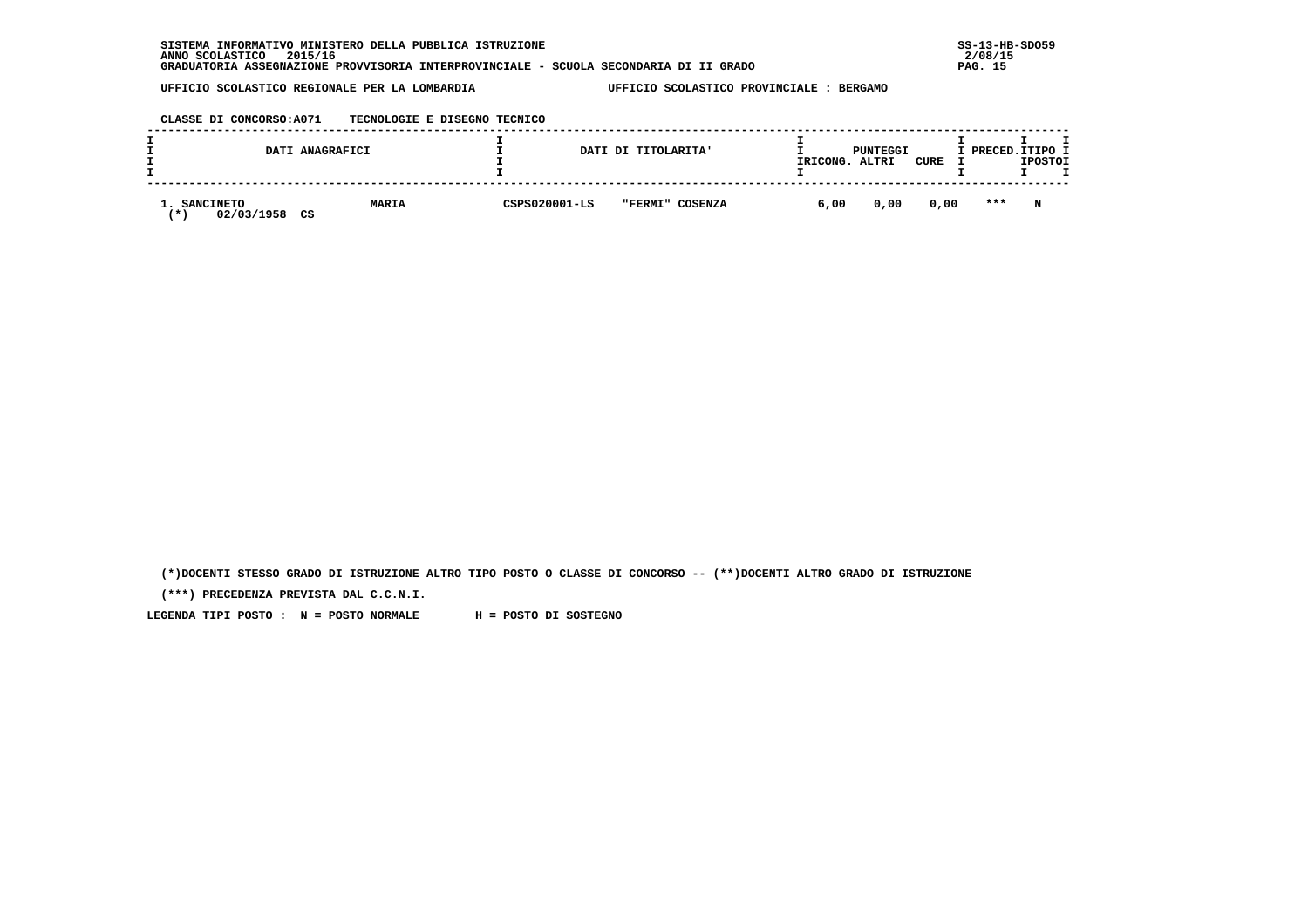SISTEMA INFORMATIVO MINISTERO DELLA PUBBLICA ISTRUZIONE
ANNO SCOLASTICO 2015/16
GRADUATORIA ASSEGNAZIONE PROVVISORIA INTERPROVINCIALE - SCUOLA SECONDARIA DI II GRADO

UFFICIO SCOLASTICO REGIONALE PER LA LOMBARDIA — UFFICIO SCOLASTICO PROVINCIALE : BERGAMO

CLASSE DI CONCORSO:A071 TECNOLOGIE E DISEGNO TECNICO

| DATI ANAGRAFICI | | DATI DI TITOLARITA' | | PUNTEGGI RICONG. | PUNTEGGI ALTRI | PUNTEGGI CURE | PRECED. | TIPO POSTO |
|---|---|---|---|---|---|---|---|---|
| 1. SANCINETO (*) 02/03/1958 CS | MARIA | CSPS020001-LS | "FERMI" COSENZA | 6,00 | 0,00 | 0,00 | *** | N |

(*)DOCENTI STESSO GRADO DI ISTRUZIONE ALTRO TIPO POSTO O CLASSE DI CONCORSO -- (**)DOCENTI ALTRO GRADO DI ISTRUZIONE

(***) PRECEDENZA PREVISTA DAL C.C.N.I.

LEGENDA TIPI POSTO : N = POSTO NORMALE H = POSTO DI SOSTEGNO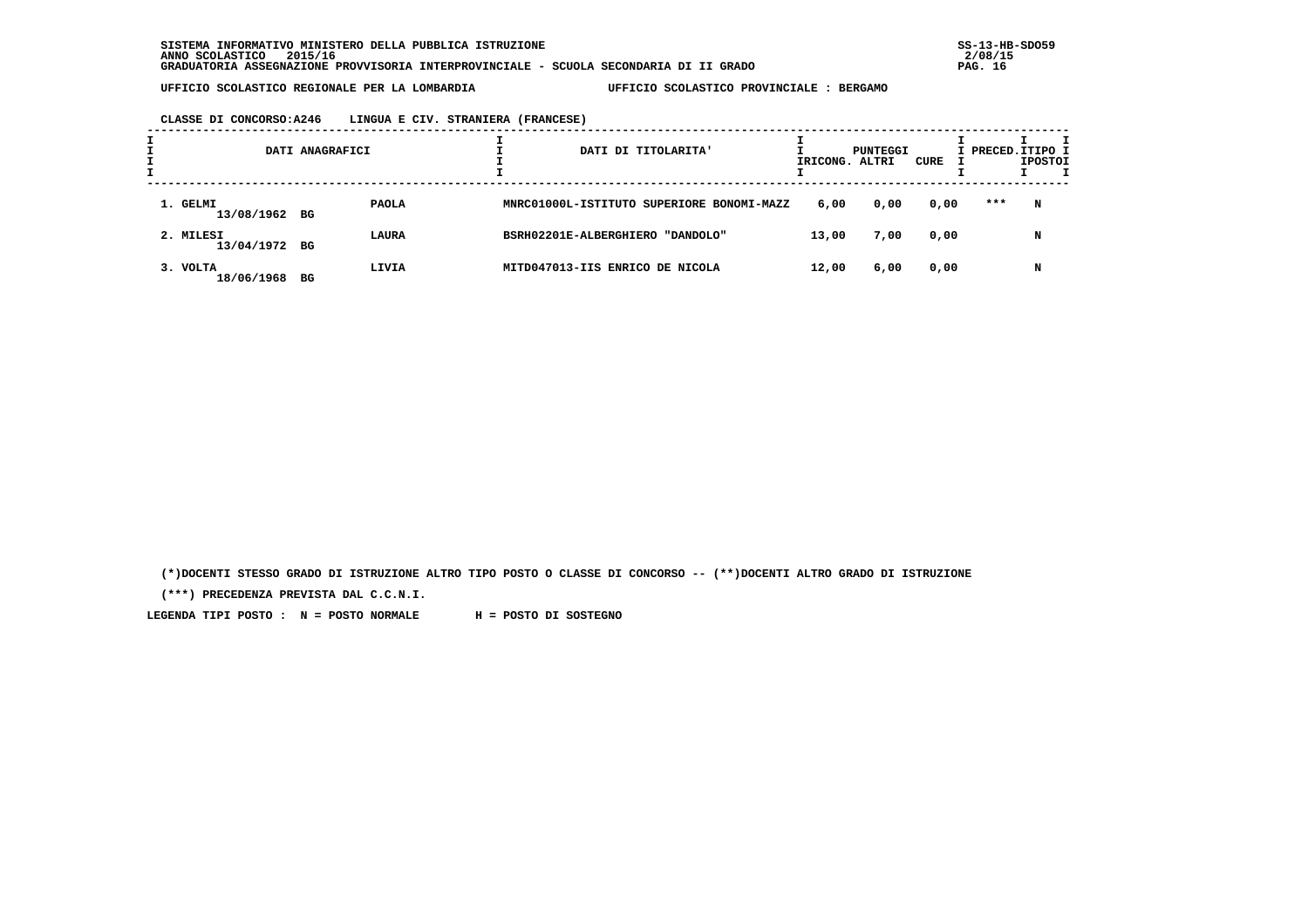SISTEMA INFORMATIVO MINISTERO DELLA PUBBLICA ISTRUZIONE
ANNO SCOLASTICO 2015/16
GRADUATORIA ASSEGNAZIONE PROVVISORIA INTERPROVINCIALE - SCUOLA SECONDARIA DI II GRADO

UFFICIO SCOLASTICO REGIONALE PER LA LOMBARDIA — UFFICIO SCOLASTICO PROVINCIALE : BERGAMO

CLASSE DI CONCORSO:A246 LINGUA E CIV. STRANIERA (FRANCESE)

| DATI ANAGRAFICI | | DATI DI TITOLARITA' | PUNTEGGI RICONG. | ALTRI | CURE | PRECED. | TIPO POSTO |
|---|---|---|---|---|---|---|---|
| 1. GELMI 13/08/1962 BG | PAOLA | MNRC01000L-ISTITUTO SUPERIORE BONOMI-MAZZ | 6,00 | 0,00 | 0,00 | *** | N |
| 2. MILESI 13/04/1972 BG | LAURA | BSRH02201E-ALBERGHIERO "DANDOLO" | 13,00 | 7,00 | 0,00 | | N |
| 3. VOLTA 18/06/1968 BG | LIVIA | MITD047013-IIS ENRICO DE NICOLA | 12,00 | 6,00 | 0,00 | | N |

(*)DOCENTI STESSO GRADO DI ISTRUZIONE ALTRO TIPO POSTO O CLASSE DI CONCORSO -- (**)DOCENTI ALTRO GRADO DI ISTRUZIONE

(***) PRECEDENZA PREVISTA DAL C.C.N.I.

LEGENDA TIPI POSTO : N = POSTO NORMALE H = POSTO DI SOSTEGNO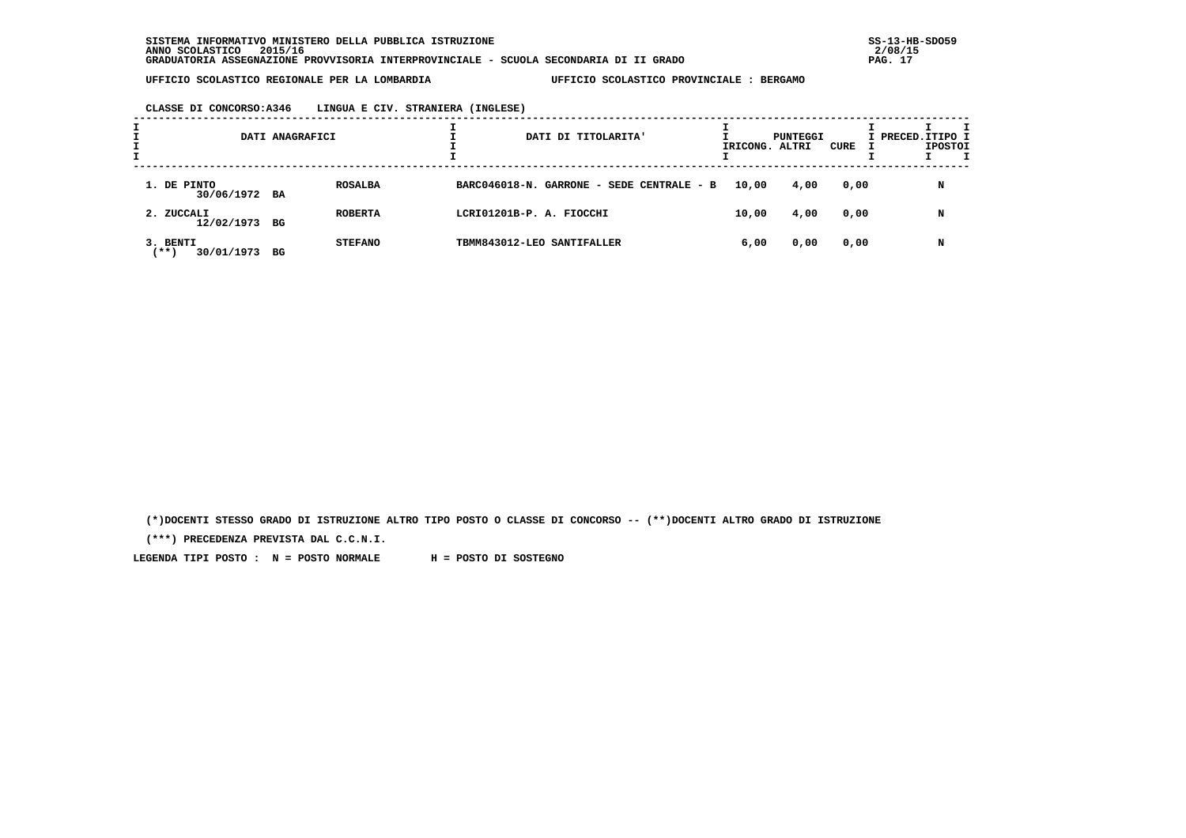**SISTEMA INFORMATIVO MINISTERO DELLA PUBBLICA ISTRUZIONE**
**ANNO SCOLASTICO 2015/16**
**GRADUATORIA ASSEGNAZIONE PROVVISORIA INTERPROVINCIALE - SCUOLA SECONDARIA DI II GRADO**

**UFFICIO SCOLASTICO REGIONALE PER LA LOMBARDIA** — **UFFICIO SCOLASTICO PROVINCIALE : BERGAMO**

**CLASSE DI CONCORSO:A346 LINGUA E CIV. STRANIERA (INGLESE)**

| DATI ANAGRAFICI | | DATI DI TITOLARITA' | PUNTEGGI RICONG. | PUNTEGGI ALTRI | PUNTEGGI CURE | PRECED. | TIPO POSTO |
|---|---|---|---|---|---|---|---|
| 1. DE PINTO 30/06/1972 BA | ROSALBA | BARC046018-N. GARRONE - SEDE CENTRALE - B | 10,00 | 4,00 | 0,00 | | N |
| 2. ZUCCALI 12/02/1973 BG | ROBERTA | LCRI01201B-P. A. FIOCCHI | 10,00 | 4,00 | 0,00 | | N |
| 3. BENTI (**) 30/01/1973 BG | STEFANO | TBMM843012-LEO SANTIFALLER | 6,00 | 0,00 | 0,00 | | N |

(*)DOCENTI STESSO GRADO DI ISTRUZIONE ALTRO TIPO POSTO O CLASSE DI CONCORSO -- (**)DOCENTI ALTRO GRADO DI ISTRUZIONE

(***) PRECEDENZA PREVISTA DAL C.C.N.I.

LEGENDA TIPI POSTO : N = POSTO NORMALE H = POSTO DI SOSTEGNO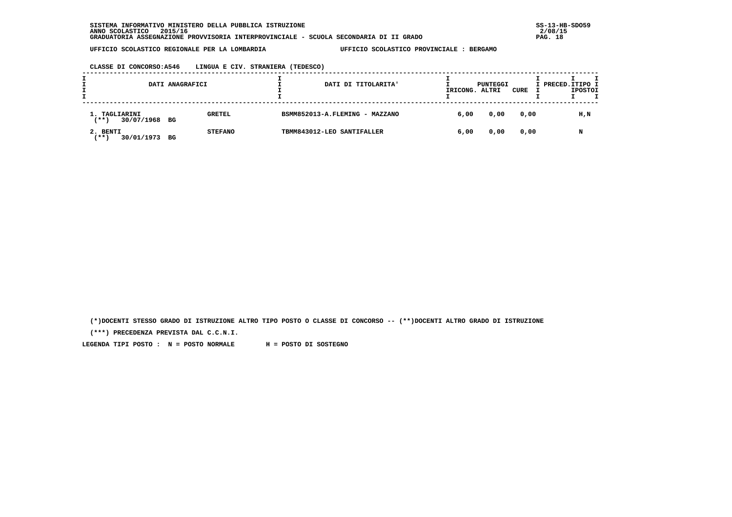SISTEMA INFORMATIVO MINISTERO DELLA PUBBLICA ISTRUZIONE
ANNO SCOLASTICO 2015/16
GRADUATORIA ASSEGNAZIONE PROVVISORIA INTERPROVINCIALE - SCUOLA SECONDARIA DI II GRADO

UFFICIO SCOLASTICO REGIONALE PER LA LOMBARDIA — UFFICIO SCOLASTICO PROVINCIALE : BERGAMO

CLASSE DI CONCORSO:A546 LINGUA E CIV. STRANIERA (TEDESCO)

| DATI ANAGRAFICI | | DATI DI TITOLARITA' | PUNTEGGI RICONG. | PUNTEGGI ALTRI | PUNTEGGI CURE | PRECED. | TIPO POSTO |
|---|---|---|---|---|---|---|---|
| 1. TAGLIARINI (**) 30/07/1968 BG | GRETEL | BSMM852013-A.FLEMING - MAZZANO | 6,00 | 0,00 | 0,00 | | H,N |
| 2. BENTI (**) 30/01/1973 BG | STEFANO | TBMM843012-LEO SANTIFALLER | 6,00 | 0,00 | 0,00 | | N |

(*)DOCENTI STESSO GRADO DI ISTRUZIONE ALTRO TIPO POSTO O CLASSE DI CONCORSO -- (**)DOCENTI ALTRO GRADO DI ISTRUZIONE

(***) PRECEDENZA PREVISTA DAL C.C.N.I.

LEGENDA TIPI POSTO : N = POSTO NORMALE H = POSTO DI SOSTEGNO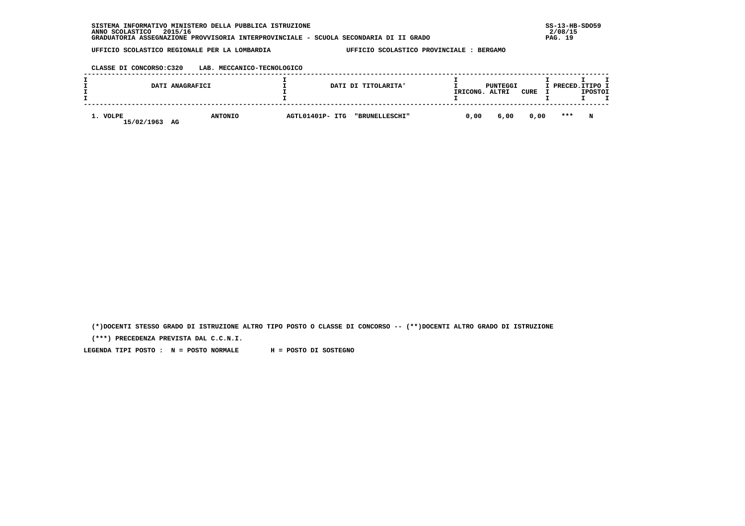SISTEMA INFORMATIVO MINISTERO DELLA PUBBLICA ISTRUZIONE
ANNO SCOLASTICO 2015/16
GRADUATORIA ASSEGNAZIONE PROVVISORIA INTERPROVINCIALE - SCUOLA SECONDARIA DI II GRADO

UFFICIO SCOLASTICO REGIONALE PER LA LOMBARDIA — UFFICIO SCOLASTICO PROVINCIALE : BERGAMO

CLASSE DI CONCORSO:C320 LAB. MECCANICO-TECNOLOGICO

| DATI ANAGRAFICI | | DATI DI TITOLARITA' | PUNTEGGI RICONG. | PUNTEGGI ALTRI | PUNTEGGI CURE | PRECED. | TIPO POSTO |
|---|---|---|---|---|---|---|---|
| 1. VOLPE 15/02/1963 AG | ANTONIO | AGTL01401P- ITG "BRUNELLESCHI" | 0,00 | 6,00 | 0,00 | *** | N |

(*)DOCENTI STESSO GRADO DI ISTRUZIONE ALTRO TIPO POSTO O CLASSE DI CONCORSO -- (**)DOCENTI ALTRO GRADO DI ISTRUZIONE

(***) PRECEDENZA PREVISTA DAL C.C.N.I.

LEGENDA TIPI POSTO : N = POSTO NORMALE H = POSTO DI SOSTEGNO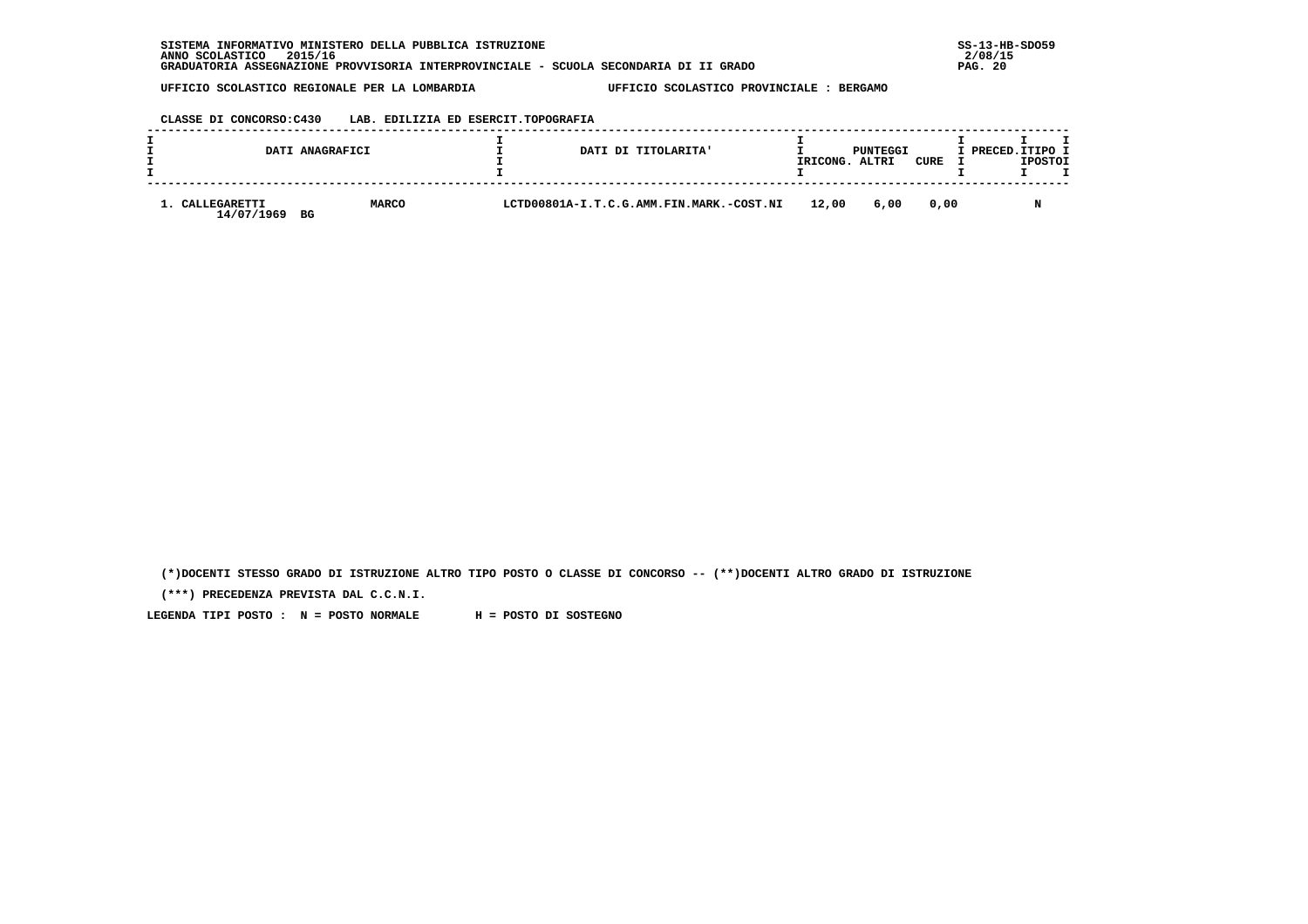SISTEMA INFORMATIVO MINISTERO DELLA PUBBLICA ISTRUZIONE
ANNO SCOLASTICO 2015/16
GRADUATORIA ASSEGNAZIONE PROVVISORIA INTERPROVINCIALE - SCUOLA SECONDARIA DI II GRADO

UFFICIO SCOLASTICO REGIONALE PER LA LOMBARDIA — UFFICIO SCOLASTICO PROVINCIALE : BERGAMO

CLASSE DI CONCORSO:C430 LAB. EDILIZIA ED ESERCIT.TOPOGRAFIA

| DATI ANAGRAFICI | | DATI DI TITOLARITA' | PUNTEGGI RICONG. | PUNTEGGI ALTRI | PUNTEGGI CURE | PRECED. | TIPO POSTO |
|---|---|---|---|---|---|---|---|
| 1. CALLEGARETTI 14/07/1969 BG | MARCO | LCTD00801A-I.T.C.G.AMM.FIN.MARK.-COST.NI | 12,00 | 6,00 | 0,00 | | N |

(*)DOCENTI STESSO GRADO DI ISTRUZIONE ALTRO TIPO POSTO O CLASSE DI CONCORSO -- (**)DOCENTI ALTRO GRADO DI ISTRUZIONE

(***) PRECEDENZA PREVISTA DAL C.C.N.I.

LEGENDA TIPI POSTO : N = POSTO NORMALE H = POSTO DI SOSTEGNO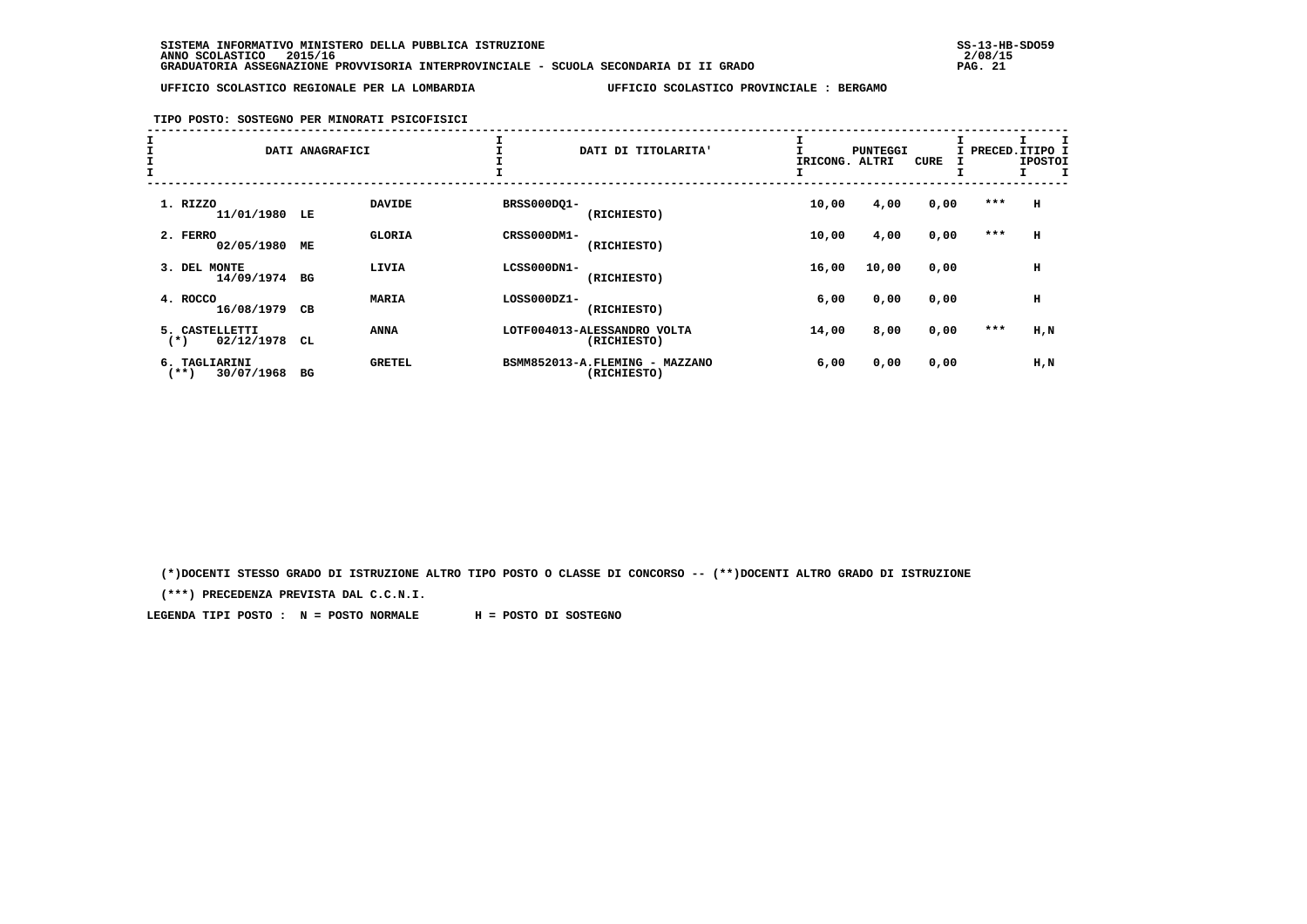SISTEMA INFORMATIVO MINISTERO DELLA PUBBLICA ISTRUZIONE
ANNO SCOLASTICO 2015/16
GRADUATORIA ASSEGNAZIONE PROVVISORIA INTERPROVINCIALE - SCUOLA SECONDARIA DI II GRADO

UFFICIO SCOLASTICO REGIONALE PER LA LOMBARDIA — UFFICIO SCOLASTICO PROVINCIALE : BERGAMO

TIPO POSTO: SOSTEGNO PER MINORATI PSICOFISICI

| DATI ANAGRAFICI | | | DATI DI TITOLARITA' | PUNTEGGI RICONG. | ALTRI | CURE | PRECED. | TIPO POSTO |
|---|---|---|---|---|---|---|---|---|
| 1. RIZZO 11/01/1980 | LE | DAVIDE | BRSS000DQ1- (RICHIESTO) | 10,00 | 4,00 | 0,00 | *** | H |
| 2. FERRO 02/05/1980 | ME | GLORIA | CRSS000DM1- (RICHIESTO) | 10,00 | 4,00 | 0,00 | *** | H |
| 3. DEL MONTE 14/09/1974 | BG | LIVIA | LCSS000DN1- (RICHIESTO) | 16,00 | 10,00 | 0,00 | | H |
| 4. ROCCO 16/08/1979 | CB | MARIA | LOSS000DZ1- (RICHIESTO) | 6,00 | 0,00 | 0,00 | | H |
| 5. CASTELLETTI (*) 02/12/1978 | CL | ANNA | LOTF004013-ALESSANDRO VOLTA (RICHIESTO) | 14,00 | 8,00 | 0,00 | *** | H,N |
| 6. TAGLIARINI (**) 30/07/1968 | BG | GRETEL | BSMM852013-A.FLEMING - MAZZANO (RICHIESTO) | 6,00 | 0,00 | 0,00 | | H,N |

(*)DOCENTI STESSO GRADO DI ISTRUZIONE ALTRO TIPO POSTO O CLASSE DI CONCORSO -- (**)DOCENTI ALTRO GRADO DI ISTRUZIONE

(***) PRECEDENZA PREVISTA DAL C.C.N.I.

LEGENDA TIPI POSTO : N = POSTO NORMALE H = POSTO DI SOSTEGNO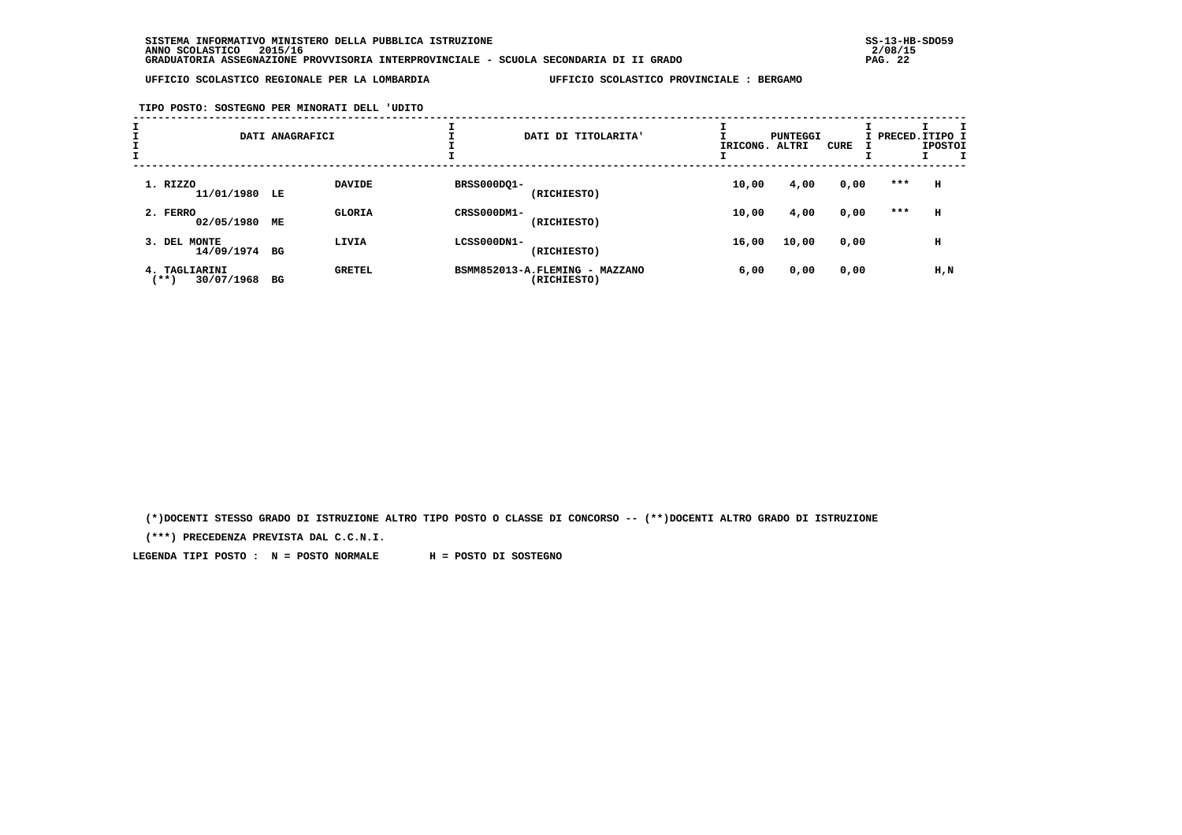SISTEMA INFORMATIVO MINISTERO DELLA PUBBLICA ISTRUZIONE
ANNO SCOLASTICO 2015/16
GRADUATORIA ASSEGNAZIONE PROVVISORIA INTERPROVINCIALE - SCUOLA SECONDARIA DI II GRADO

SS-13-HB-SDO59
2/08/15

UFFICIO SCOLASTICO REGIONALE PER LA LOMBARDIA        UFFICIO SCOLASTICO PROVINCIALE : BERGAMO

TIPO POSTO: SOSTEGNO PER MINORATI DELL 'UDITO

| DATI ANAGRAFICI | | | DATI DI TITOLARITA' | PUNTEGGI RICONG. | PUNTEGGI ALTRI | PUNTEGGI CURE | PRECED. | TIPO POSTO |
|---|---|---|---|---|---|---|---|---|
| 1. RIZZO 11/01/1980 | LE | DAVIDE | BRSS000DQ1- (RICHIESTO) | 10,00 | 4,00 | 0,00 | *** | H |
| 2. FERRO 02/05/1980 | ME | GLORIA | CRSS000DM1- (RICHIESTO) | 10,00 | 4,00 | 0,00 | *** | H |
| 3. DEL MONTE 14/09/1974 | BG | LIVIA | LCSS000DN1- (RICHIESTO) | 16,00 | 10,00 | 0,00 | | H |
| 4. TAGLIARINI (**) 30/07/1968 | BG | GRETEL | BSMM852013-A.FLEMING - MAZZANO (RICHIESTO) | 6,00 | 0,00 | 0,00 | | H,N |

(*)DOCENTI STESSO GRADO DI ISTRUZIONE ALTRO TIPO POSTO O CLASSE DI CONCORSO -- (**)DOCENTI ALTRO GRADO DI ISTRUZIONE

(***) PRECEDENZA PREVISTA DAL C.C.N.I.

LEGENDA TIPI POSTO : N = POSTO NORMALE        H = POSTO DI SOSTEGNO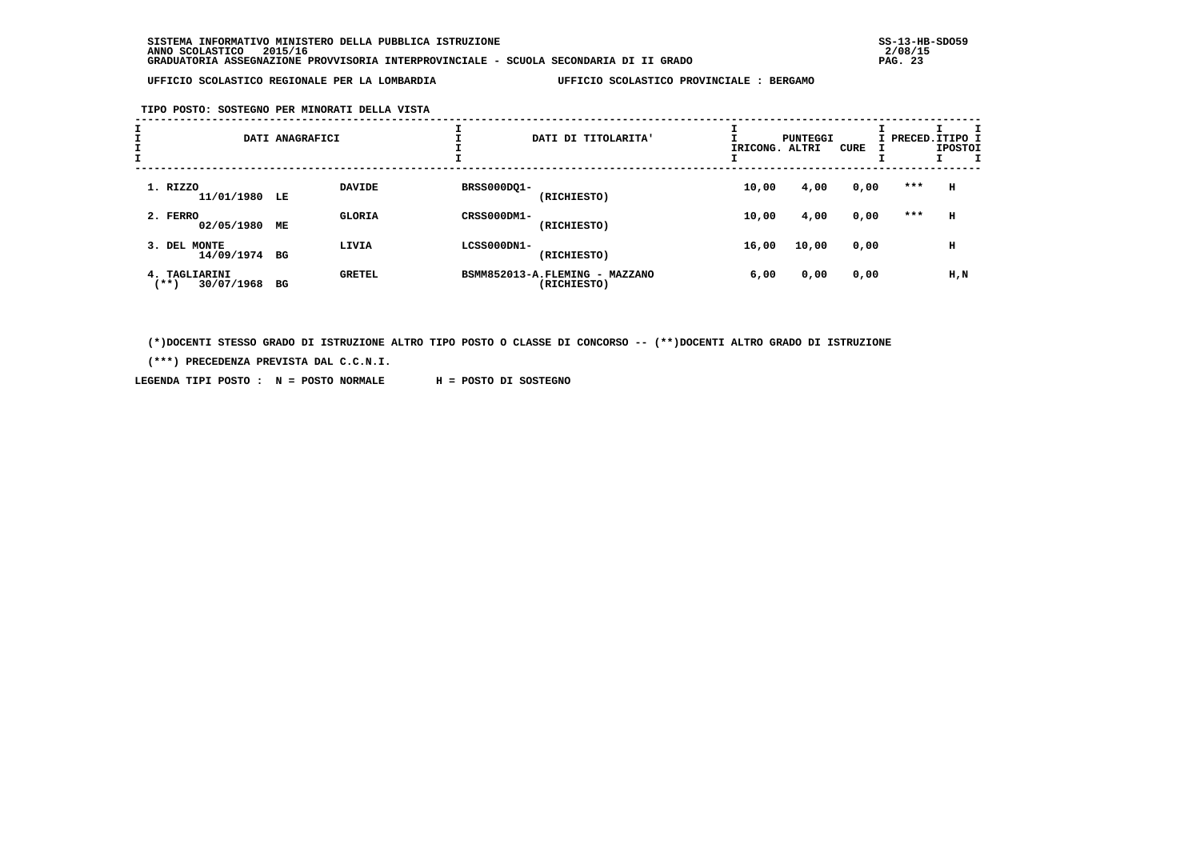SISTEMA INFORMATIVO MINISTERO DELLA PUBBLICA ISTRUZIONE
ANNO SCOLASTICO 2015/16
GRADUATORIA ASSEGNAZIONE PROVVISORIA INTERPROVINCIALE - SCUOLA SECONDARIA DI II GRADO

SS-13-HB-SDO59
2/08/15

UFFICIO SCOLASTICO REGIONALE PER LA LOMBARDIA — UFFICIO SCOLASTICO PROVINCIALE : BERGAMO

TIPO POSTO: SOSTEGNO PER MINORATI DELLA VISTA

| DATI ANAGRAFICI | | | DATI DI TITOLARITA' | PUNTEGGI RICONG. | PUNTEGGI ALTRI | PUNTEGGI CURE | PRECED. | TIPO POSTO |
|---|---|---|---|---|---|---|---|---|
| 1. RIZZO 11/01/1980 | LE | DAVIDE | BRSS000DQ1- (RICHIESTO) | 10,00 | 4,00 | 0,00 | *** | H |
| 2. FERRO 02/05/1980 | ME | GLORIA | CRSS000DM1- (RICHIESTO) | 10,00 | 4,00 | 0,00 | *** | H |
| 3. DEL MONTE 14/09/1974 | BG | LIVIA | LCSS000DN1- (RICHIESTO) | 16,00 | 10,00 | 0,00 | | H |
| 4. TAGLIARINI (**) 30/07/1968 | BG | GRETEL | BSMM852013-A.FLEMING - MAZZANO (RICHIESTO) | 6,00 | 0,00 | 0,00 | | H,N |

(*)DOCENTI STESSO GRADO DI ISTRUZIONE ALTRO TIPO POSTO O CLASSE DI CONCORSO -- (**)DOCENTI ALTRO GRADO DI ISTRUZIONE

(***) PRECEDENZA PREVISTA DAL C.C.N.I.

LEGENDA TIPI POSTO : N = POSTO NORMALE H = POSTO DI SOSTEGNO